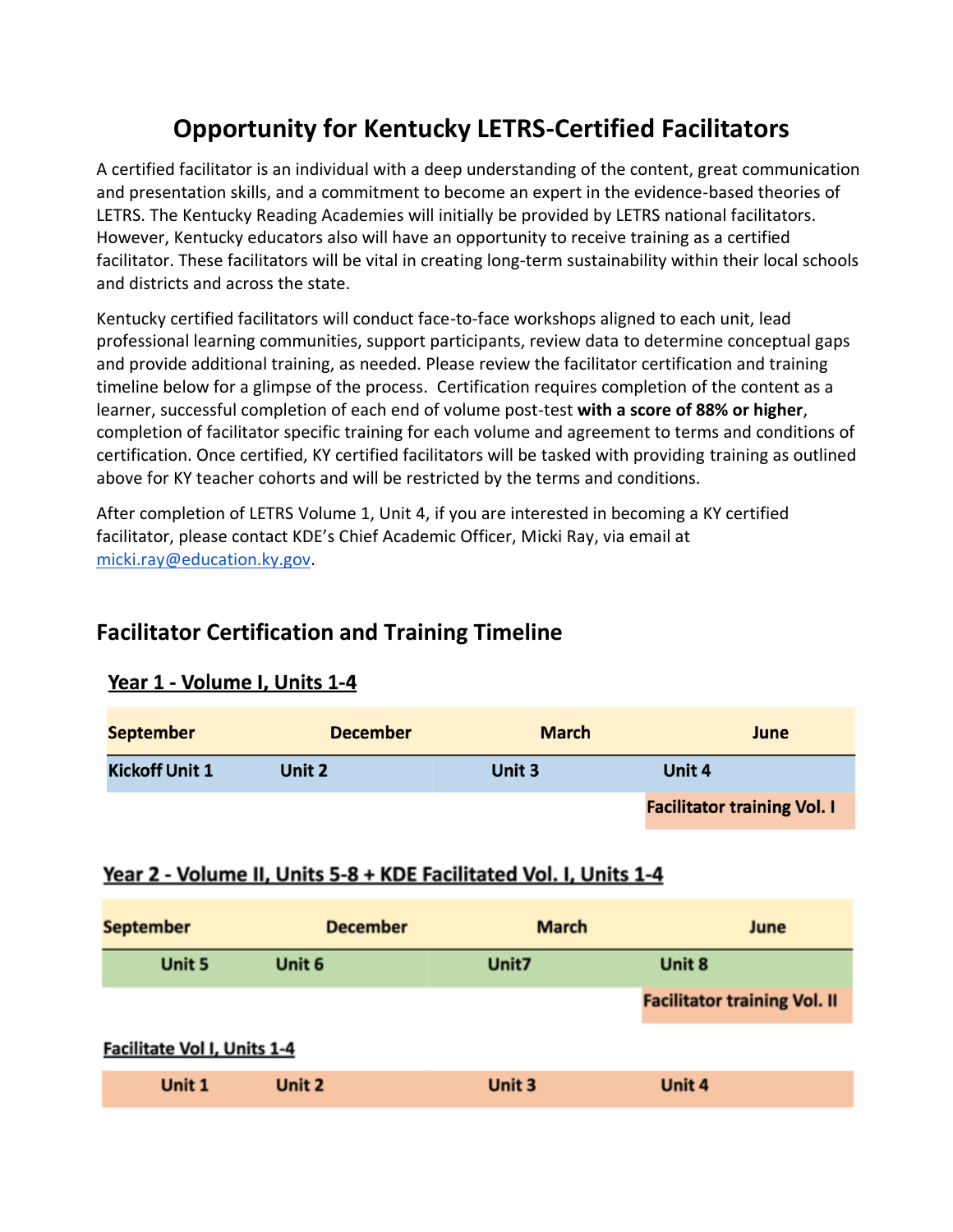# Opportunity for Kentucky LETRS-Certified Facilitators

A certified facilitator is an individual with a deep understanding of the content, great communication and presentation skills, and a commitment to become an expert in the evidence-based theories of LETRS. The Kentucky Reading Academies will initially be provided by LETRS national facilitators. However, Kentucky educators also will have an opportunity to receive training as a certified facilitator. These facilitators will be vital in creating long-term sustainability within their local schools and districts and across the state.

Kentucky certified facilitators will conduct face-to-face workshops aligned to each unit, lead professional learning communities, support participants, review data to determine conceptual gaps and provide additional training, as needed. Please review the facilitator certification and training timeline below for a glimpse of the process. Certification requires completion of the content as a learner, successful completion of each end of volume post-test **with a score of 88% or higher**, completion of facilitator specific training for each volume and agreement to terms and conditions of certification. Once certified, KY certified facilitators will be tasked with providing training as outlined above for KY teacher cohorts and will be restricted by the terms and conditions.

After completion of LETRS Volume 1, Unit 4, if you are interested in becoming a KY certified facilitator, please contact KDE's Chief Academic Officer, Micki Ray, via email at [micki.ray@education.ky.gov](mailto:micki.ray@education.ky.gov).

## Facilitator Certification and Training Timeline

### Year 1 - Volume I, Units 1-4

| September | December | March | June |
|---|---|---|---|
| Kickoff Unit 1 | Unit 2 | Unit 3 | Unit 4 |
| | | | Facilitator training Vol. I |

### Year 2 - Volume II, Units 5-8 + KDE Facilitated Vol. I, Units 1-4

| September | December | March | June |
|---|---|---|---|
| Unit 5 | Unit 6 | Unit7 | Unit 8 |
| | | | Facilitator training Vol. II |

**Facilitate Vol I, Units 1-4**

| | | | |
|---|---|---|---|
| Unit 1 | Unit 2 | Unit 3 | Unit 4 |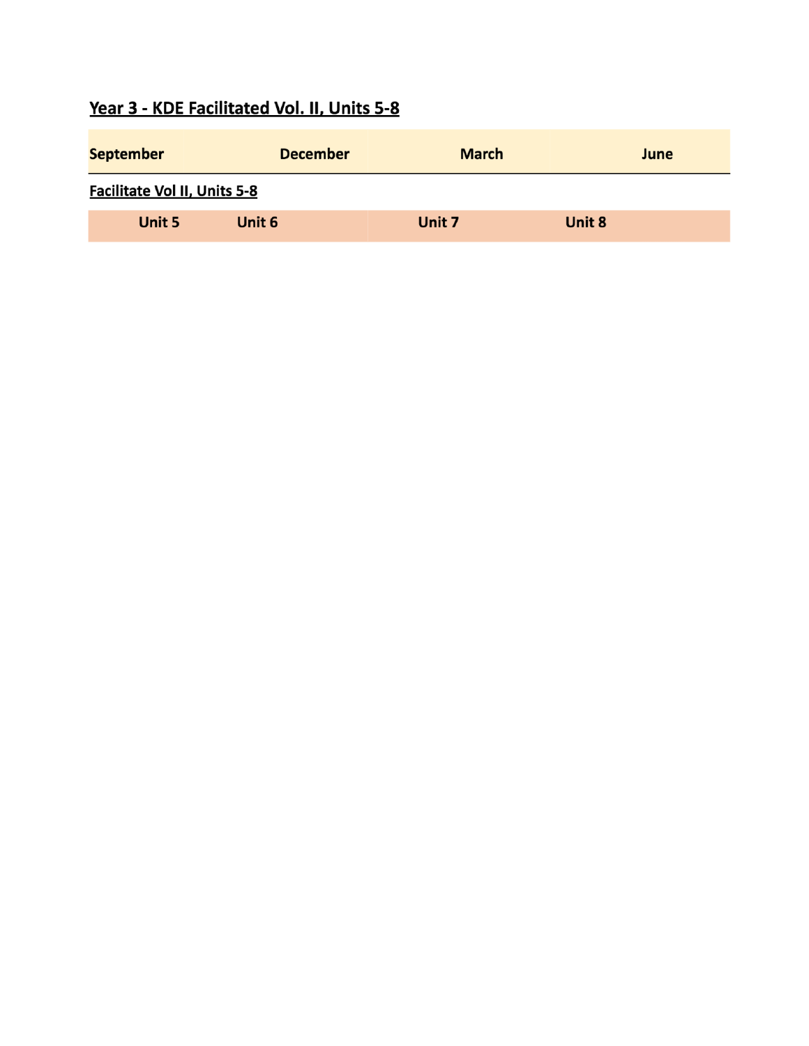**Year 3 - KDE Facilitated Vol. II, Units 5-8**

| September | | December | | March | | June |
|---|---|---|---|---|---|---|
| **Facilitate Vol II, Units 5-8** | | | | | | |
| Unit 5 | Unit 6 | | Unit 7 | | Unit 8 | |